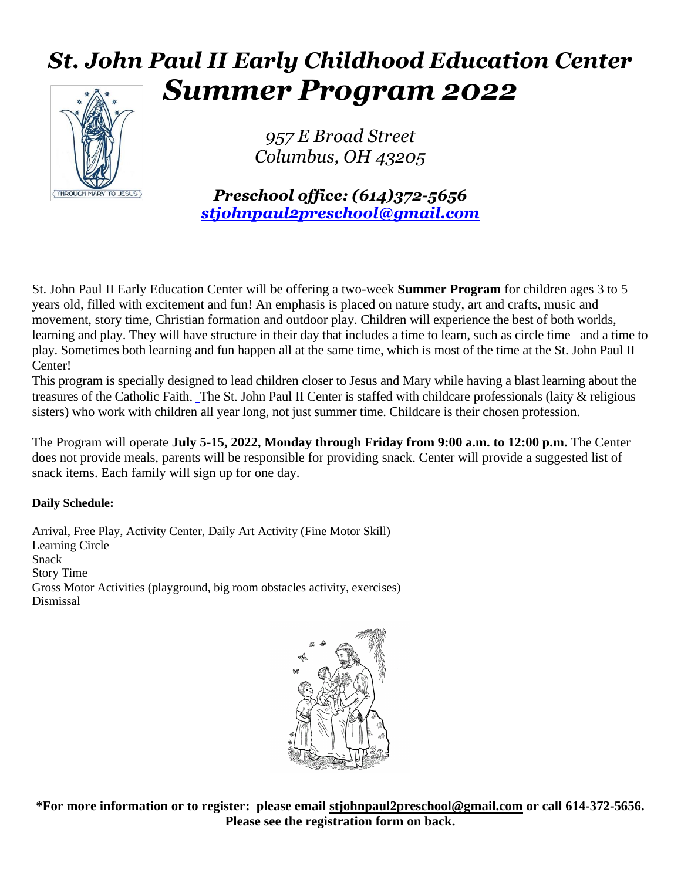# *St. John Paul II Early Childhood Education Center*
# *Summer Program 2022*

THROUGH MARY TO JESUS

*957 E Broad Street*
*Columbus, OH 43205*

***Preschool office: (614)372-5656***
***stjohnpaul2preschool@gmail.com***

St. John Paul II Early Education Center will be offering a two-week **Summer Program** for children ages 3 to 5 years old, filled with excitement and fun! An emphasis is placed on nature study, art and crafts, music and movement, story time, Christian formation and outdoor play. Children will experience the best of both worlds, learning and play. They will have structure in their day that includes a time to learn, such as circle time– and a time to play. Sometimes both learning and fun happen all at the same time, which is most of the time at the St. John Paul II Center!

This program is specially designed to lead children closer to Jesus and Mary while having a blast learning about the treasures of the Catholic Faith. The St. John Paul II Center is staffed with childcare professionals (laity & religious sisters) who work with children all year long, not just summer time. Childcare is their chosen profession.

The Program will operate **July 5-15, 2022, Monday through Friday from 9:00 a.m. to 12:00 p.m.** The Center does not provide meals, parents will be responsible for providing snack. Center will provide a suggested list of snack items. Each family will sign up for one day.

**Daily Schedule:**

Arrival, Free Play, Activity Center, Daily Art Activity (Fine Motor Skill)
Learning Circle
Snack
Story Time
Gross Motor Activities (playground, big room obstacles activity, exercises)
Dismissal

**\*For more information or to register: please email stjohnpaul2preschool@gmail.com or call 614-372-5656. Please see the registration form on back.**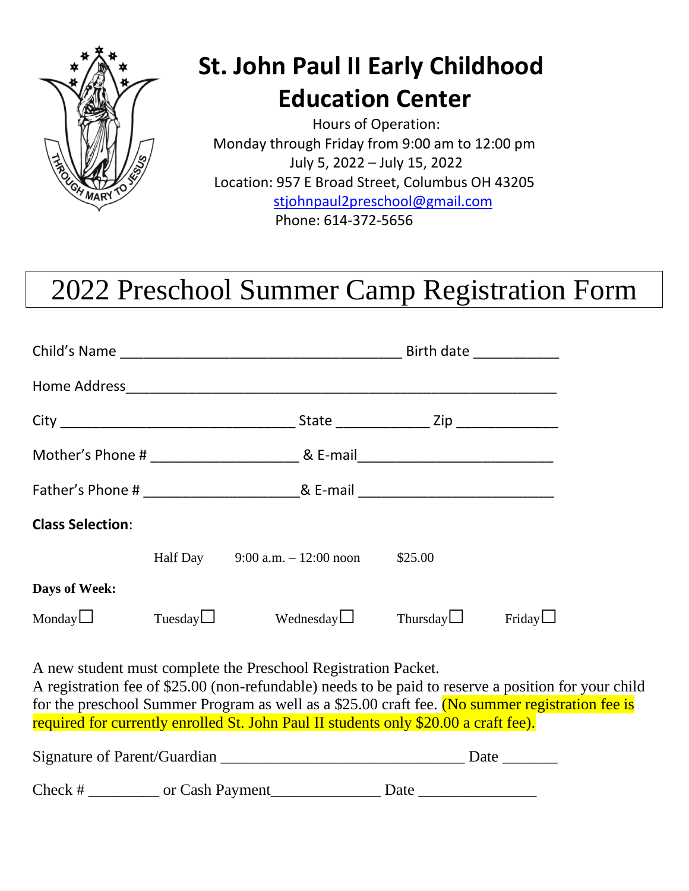# St. John Paul II Early Childhood Education Center

Hours of Operation:
Monday through Friday from 9:00 am to 12:00 pm
July 5, 2022 – July 15, 2022
Location: 957 E Broad Street, Columbus OH 43205
stjohnpaul2preschool@gmail.com
Phone: 614-372-5656

## 2022 Preschool Summer Camp Registration Form

Child's Name ____________________________________ Birth date ___________

Home Address_______________________________________________________

City ______________________________ State ____________ Zip _____________

Mother's Phone # ___________________ & E-mail_________________________

Father's Phone # ____________________& E-mail _________________________

**Class Selection**:

Half Day 9:00 a.m. – 12:00 noon $25.00

**Days of Week:**

Monday☐ Tuesday☐ Wednesday☐ Thursday☐ Friday☐

A new student must complete the Preschool Registration Packet.
A registration fee of $25.00 (non-refundable) needs to be paid to reserve a position for your child for the preschool Summer Program as well as a $25.00 craft fee. (No summer registration fee is required for currently enrolled St. John Paul II students only $20.00 a craft fee).

Signature of Parent/Guardian _______________________________ Date _______

Check # _________ or Cash Payment______________ Date _______________